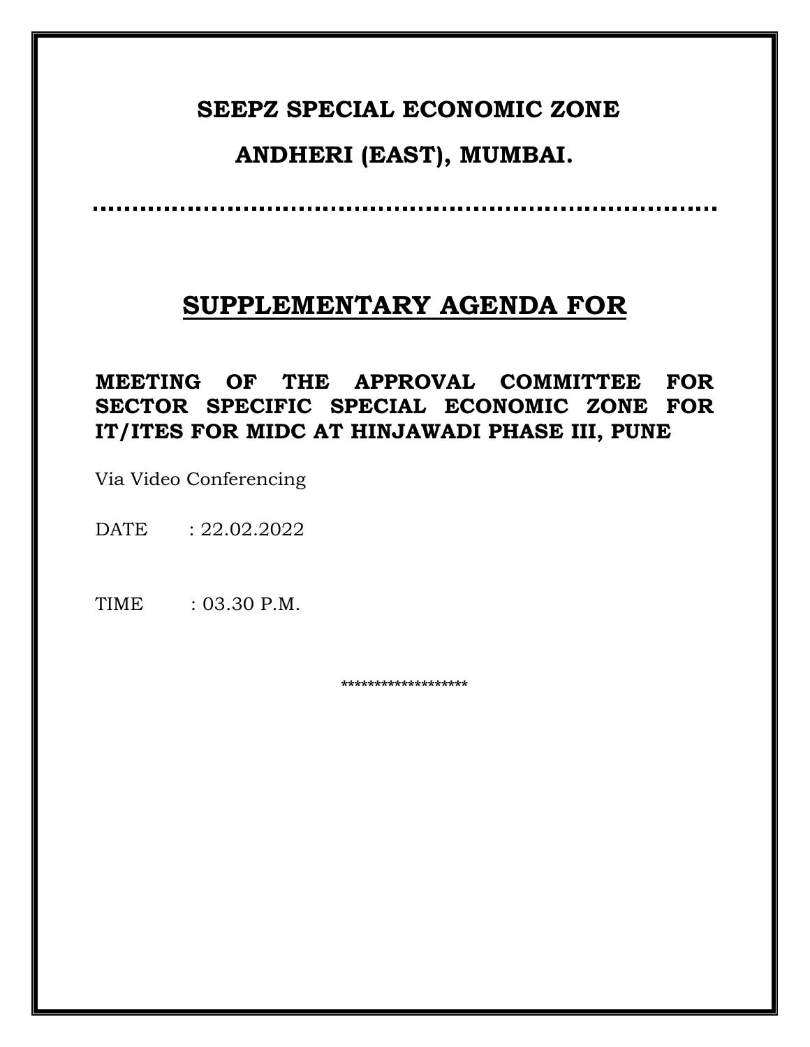# SEEPZ SPECIAL ECONOMIC ZONE

# ANDHERI (EAST), MUMBAI.

..............................................................................

## SUPPLEMENTARY AGENDA FOR

### MEETING OF THE APPROVAL COMMITTEE FOR SECTOR SPECIFIC SPECIAL ECONOMIC ZONE FOR IT/ITES FOR MIDC AT HINJAWADI PHASE III, PUNE

Via Video Conferencing

DATE : 22.02.2022

TIME : 03.30 P.M.

*******************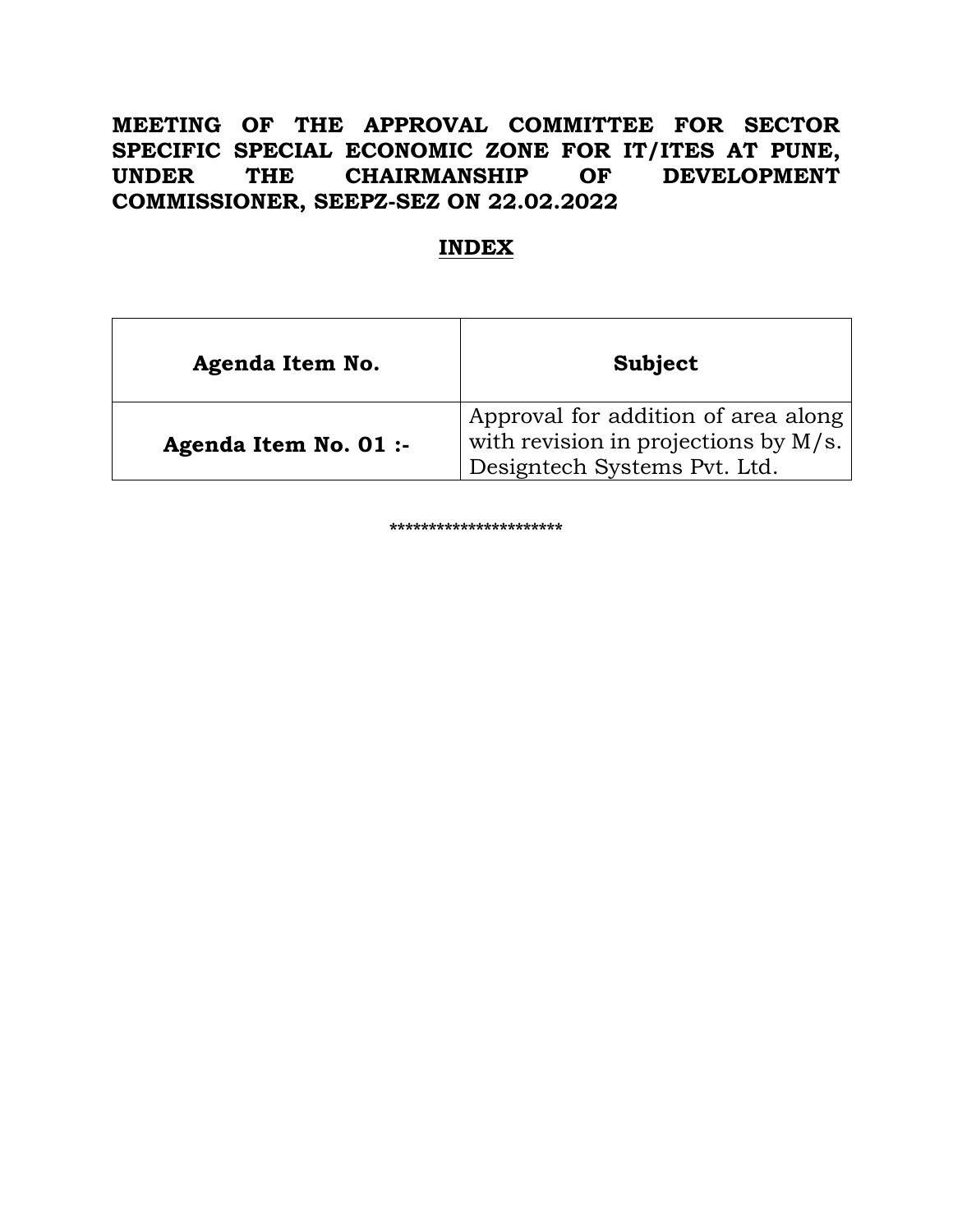**MEETING OF THE APPROVAL COMMITTEE FOR SECTOR SPECIFIC SPECIAL ECONOMIC ZONE FOR IT/ITES AT PUNE, UNDER THE CHAIRMANSHIP OF DEVELOPMENT COMMISSIONER, SEEPZ-SEZ ON 22.02.2022**

**INDEX**

| **Agenda Item No.** | **Subject** |
|---|---|
| **Agenda Item No. 01 :-** | Approval for addition of area along with revision in projections by M/s. Designtech Systems Pvt. Ltd. |

*********************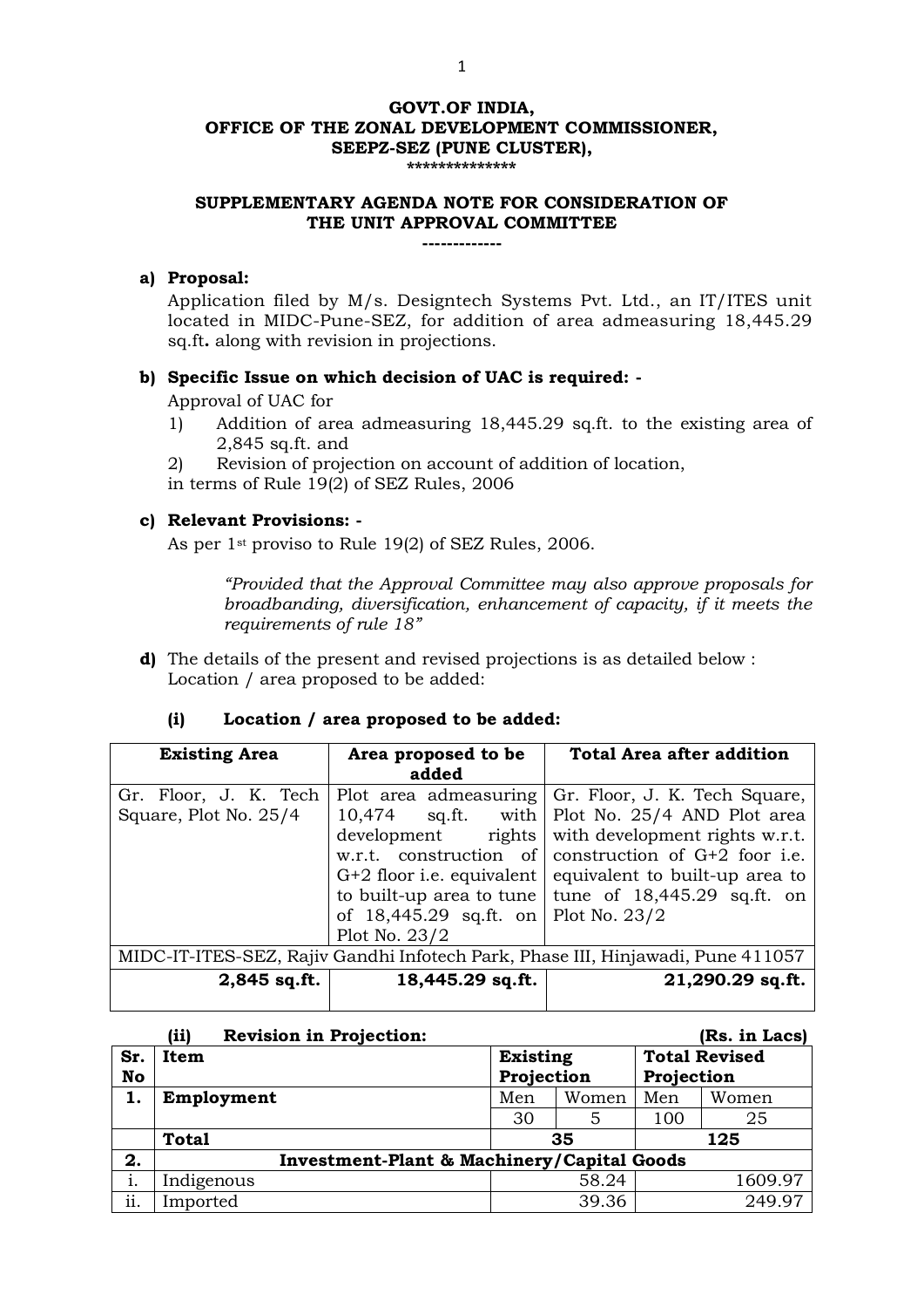**GOVT.OF INDIA,**
**OFFICE OF THE ZONAL DEVELOPMENT COMMISSIONER,**
**SEEPZ-SEZ (PUNE CLUSTER),**
**\*\*\*\*\*\*\*\*\*\*\*\*\*\***

**SUPPLEMENTARY AGENDA NOTE FOR CONSIDERATION OF THE UNIT APPROVAL COMMITTEE**

**------------**

**a) Proposal:**

Application filed by M/s. Designtech Systems Pvt. Ltd., an IT/ITES unit located in MIDC-Pune-SEZ, for addition of area admeasuring 18,445.29 sq.ft**.** along with revision in projections.

**b) Specific Issue on which decision of UAC is required: -**

Approval of UAC for

1) Addition of area admeasuring 18,445.29 sq.ft. to the existing area of 2,845 sq.ft. and

2) Revision of projection on account of addition of location,

in terms of Rule 19(2) of SEZ Rules, 2006

**c) Relevant Provisions: -**

As per 1st proviso to Rule 19(2) of SEZ Rules, 2006.

> *"Provided that the Approval Committee may also approve proposals for broadbanding, diversification, enhancement of capacity, if it meets the requirements of rule 18"*

**d)** The details of the present and revised projections is as detailed below : Location / area proposed to be added:

**(i) Location / area proposed to be added:**

| Existing Area | Area proposed to be added | Total Area after addition |
|---|---|---|
| Gr. Floor, J. K. Tech Square, Plot No. 25/4 | Plot area admeasuring 10,474 sq.ft. with development rights w.r.t. construction of G+2 floor i.e. equivalent to built-up area to tune of 18,445.29 sq.ft. on Plot No. 23/2 | Gr. Floor, J. K. Tech Square, Plot No. 25/4 AND Plot area with development rights w.r.t. construction of G+2 foor i.e. equivalent to built-up area to tune of 18,445.29 sq.ft. on Plot No. 23/2 |
| MIDC-IT-ITES-SEZ, Rajiv Gandhi Infotech Park, Phase III, Hinjawadi, Pune 411057 | | |
| **2,845 sq.ft.** | **18,445.29 sq.ft.** | **21,290.29 sq.ft.** |

**(ii) Revision in Projection:** **(Rs. in Lacs)**

| Sr. No | Item | Existing Projection | | Total Revised Projection | |
|---|---|---|---|---|---|
| **1.** | **Employment** | Men | Women | Men | Women |
| | | 30 | 5 | 100 | 25 |
| | **Total** | **35** | | **125** | |
| **2.** | **Investment-Plant & Machinery/Capital Goods** | | | | |
| i. | Indigenous | 58.24 | | 1609.97 | |
| ii. | Imported | 39.36 | | 249.97 | |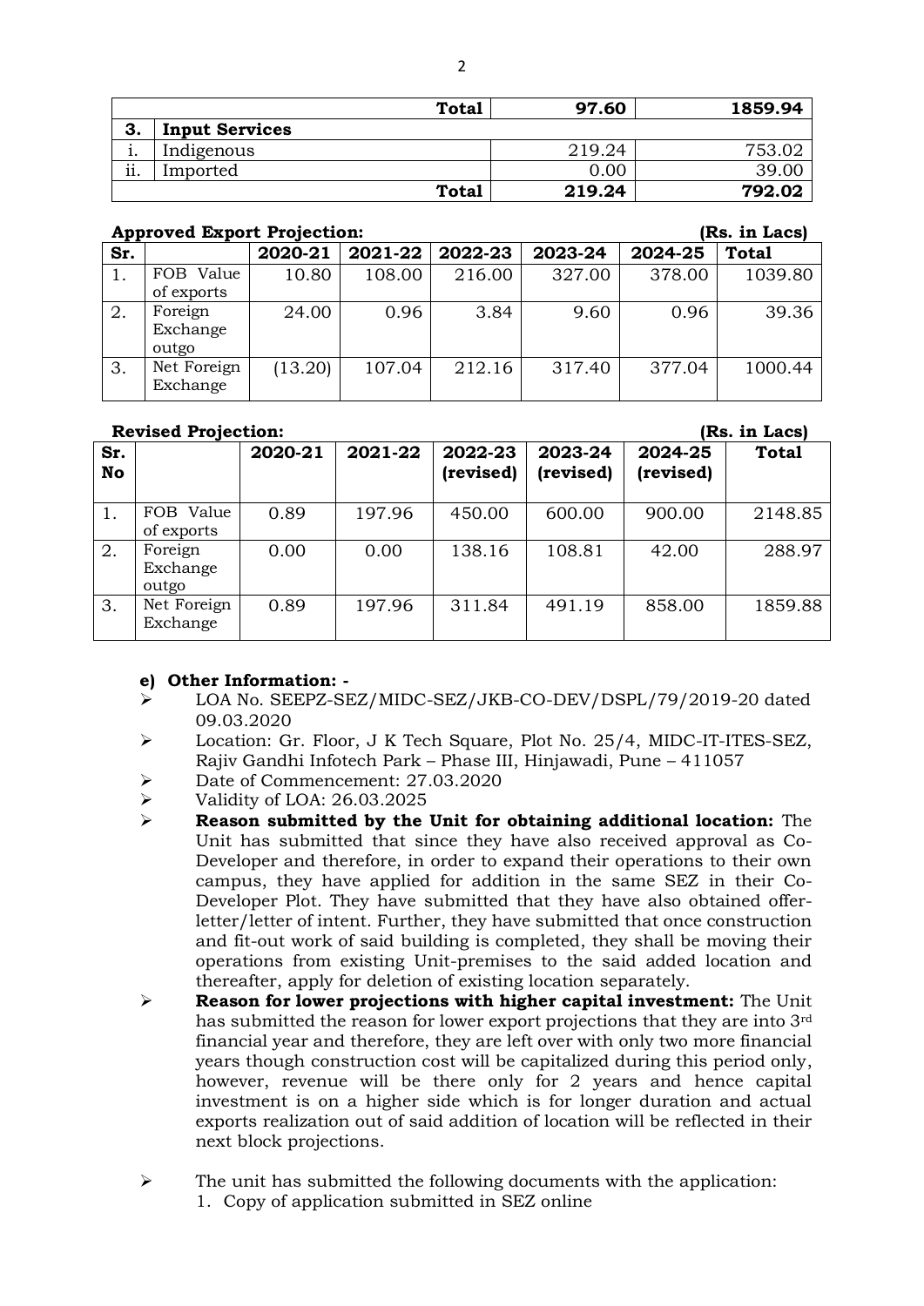| | | Total | 97.60 | 1859.94 |
|---|---|---|---|---|
| **3.** | **Input Services** | | | |
| i. | Indigenous | | 219.24 | 753.02 |
| ii. | Imported | | 0.00 | 39.00 |
| | | **Total** | **219.24** | **792.02** |

**Approved Export Projection:** **(Rs. in Lacs)**

| Sr. | | 2020-21 | 2021-22 | 2022-23 | 2023-24 | 2024-25 | Total |
|---|---|---|---|---|---|---|---|
| 1. | FOB Value of exports | 10.80 | 108.00 | 216.00 | 327.00 | 378.00 | 1039.80 |
| 2. | Foreign Exchange outgo | 24.00 | 0.96 | 3.84 | 9.60 | 0.96 | 39.36 |
| 3. | Net Foreign Exchange | (13.20) | 107.04 | 212.16 | 317.40 | 377.04 | 1000.44 |

**Revised Projection:** **(Rs. in Lacs)**

| Sr. No | | 2020-21 | 2021-22 | 2022-23 (revised) | 2023-24 (revised) | 2024-25 (revised) | Total |
|---|---|---|---|---|---|---|---|
| 1. | FOB Value of exports | 0.89 | 197.96 | 450.00 | 600.00 | 900.00 | 2148.85 |
| 2. | Foreign Exchange outgo | 0.00 | 0.00 | 138.16 | 108.81 | 42.00 | 288.97 |
| 3. | Net Foreign Exchange | 0.89 | 197.96 | 311.84 | 491.19 | 858.00 | 1859.88 |

**e) Other Information: -**

- LOA No. SEEPZ-SEZ/MIDC-SEZ/JKB-CO-DEV/DSPL/79/2019-20 dated 09.03.2020
- Location: Gr. Floor, J K Tech Square, Plot No. 25/4, MIDC-IT-ITES-SEZ, Rajiv Gandhi Infotech Park – Phase III, Hinjawadi, Pune – 411057
- Date of Commencement: 27.03.2020
- Validity of LOA: 26.03.2025
- **Reason submitted by the Unit for obtaining additional location:** The Unit has submitted that since they have also received approval as Co-Developer and therefore, in order to expand their operations to their own campus, they have applied for addition in the same SEZ in their Co-Developer Plot. They have submitted that they have also obtained offer-letter/letter of intent. Further, they have submitted that once construction and fit-out work of said building is completed, they shall be moving their operations from existing Unit-premises to the said added location and thereafter, apply for deletion of existing location separately.
- **Reason for lower projections with higher capital investment:** The Unit has submitted the reason for lower export projections that they are into 3rd financial year and therefore, they are left over with only two more financial years though construction cost will be capitalized during this period only, however, revenue will be there only for 2 years and hence capital investment is on a higher side which is for longer duration and actual exports realization out of said addition of location will be reflected in their next block projections.
- The unit has submitted the following documents with the application:
  1. Copy of application submitted in SEZ online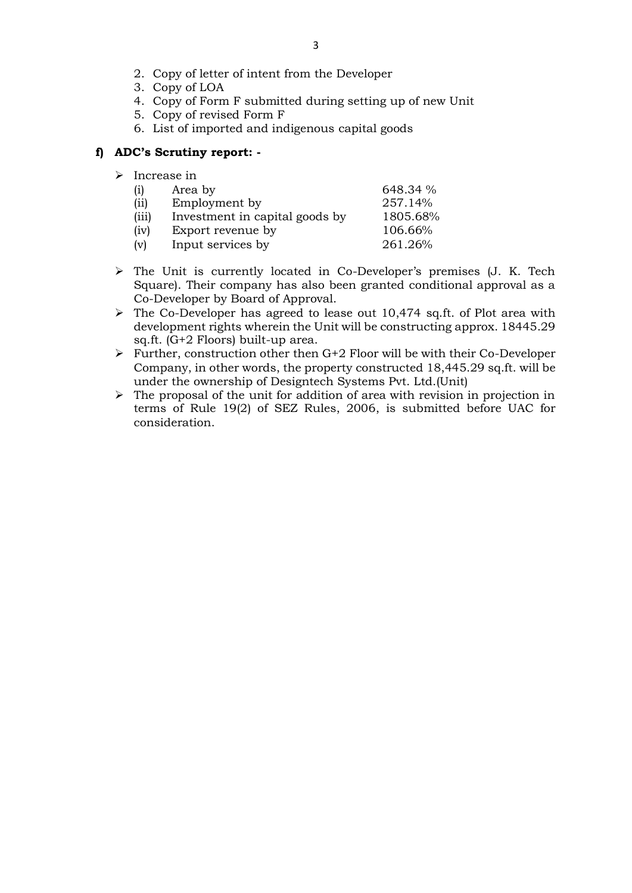2. Copy of letter of intent from the Developer
3. Copy of LOA
4. Copy of Form F submitted during setting up of new Unit
5. Copy of revised Form F
6. List of imported and indigenous capital goods

**f) ADC's Scrutiny report: -**

- Increase in

| | | |
|---|---|---|
| (i) | Area by | 648.34 % |
| (ii) | Employment by | 257.14% |
| (iii) | Investment in capital goods by | 1805.68% |
| (iv) | Export revenue by | 106.66% |
| (v) | Input services by | 261.26% |

- The Unit is currently located in Co-Developer's premises (J. K. Tech Square). Their company has also been granted conditional approval as a Co-Developer by Board of Approval.
- The Co-Developer has agreed to lease out 10,474 sq.ft. of Plot area with development rights wherein the Unit will be constructing approx. 18445.29 sq.ft. (G+2 Floors) built-up area.
- Further, construction other then G+2 Floor will be with their Co-Developer Company, in other words, the property constructed 18,445.29 sq.ft. will be under the ownership of Designtech Systems Pvt. Ltd.(Unit)
- The proposal of the unit for addition of area with revision in projection in terms of Rule 19(2) of SEZ Rules, 2006, is submitted before UAC for consideration.